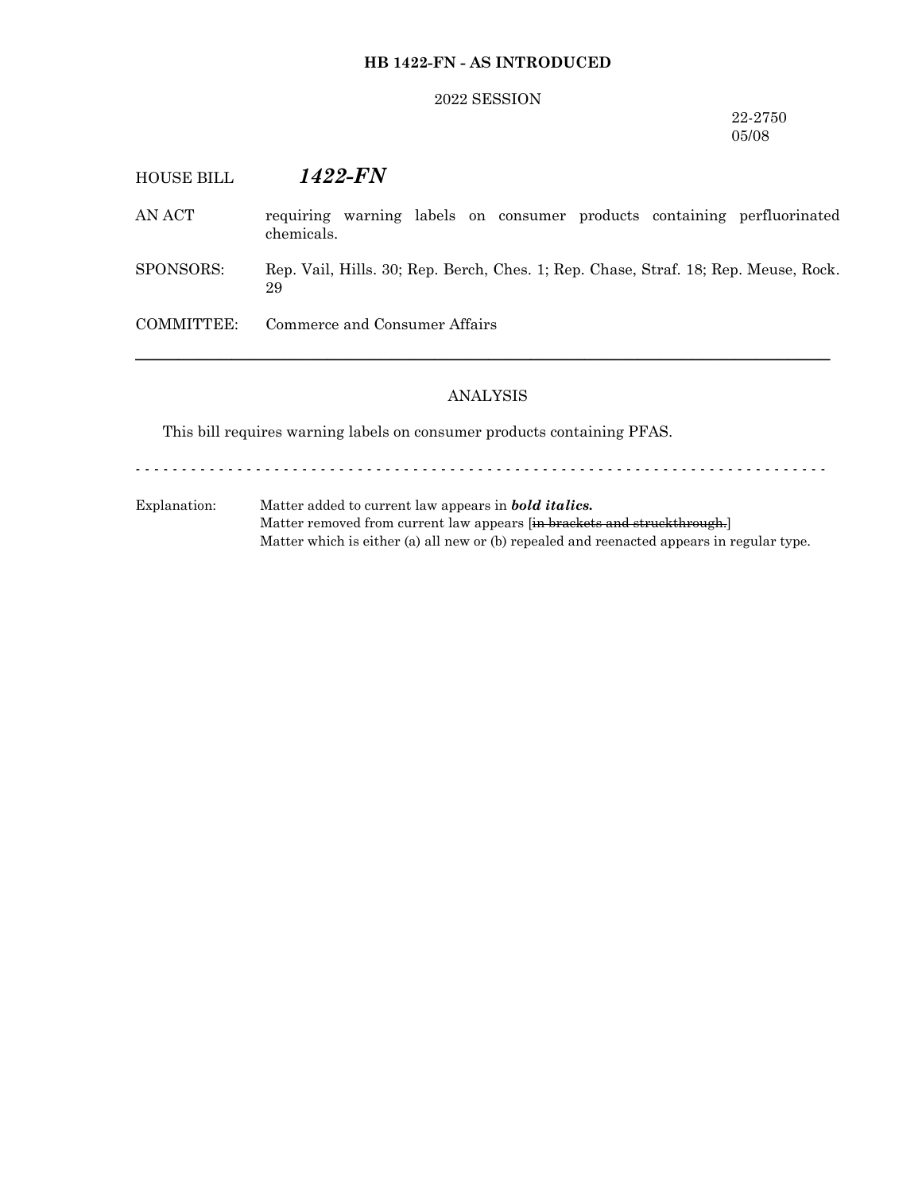**HB 1422-FN - AS INTRODUCED**

2022 SESSION

22-2750
05/08

HOUSE BILL ***1422-FN***

AN ACT requiring warning labels on consumer products containing perfluorinated chemicals.

SPONSORS: Rep. Vail, Hills. 30; Rep. Berch, Ches. 1; Rep. Chase, Straf. 18; Rep. Meuse, Rock. 29

COMMITTEE: Commerce and Consumer Affairs

---

ANALYSIS

This bill requires warning labels on consumer products containing PFAS.

- - - - - - - - - - - - - - - - - - - - - - - - - - - - - - - - - - - - - - - - - - - - - - - - - - - - - - - - - - - - - - - - - - - - - - - - - - - -

Explanation: Matter added to current law appears in ***bold italics.***
Matter removed from current law appears [~~in brackets and struckthrough.~~]
Matter which is either (a) all new or (b) repealed and reenacted appears in regular type.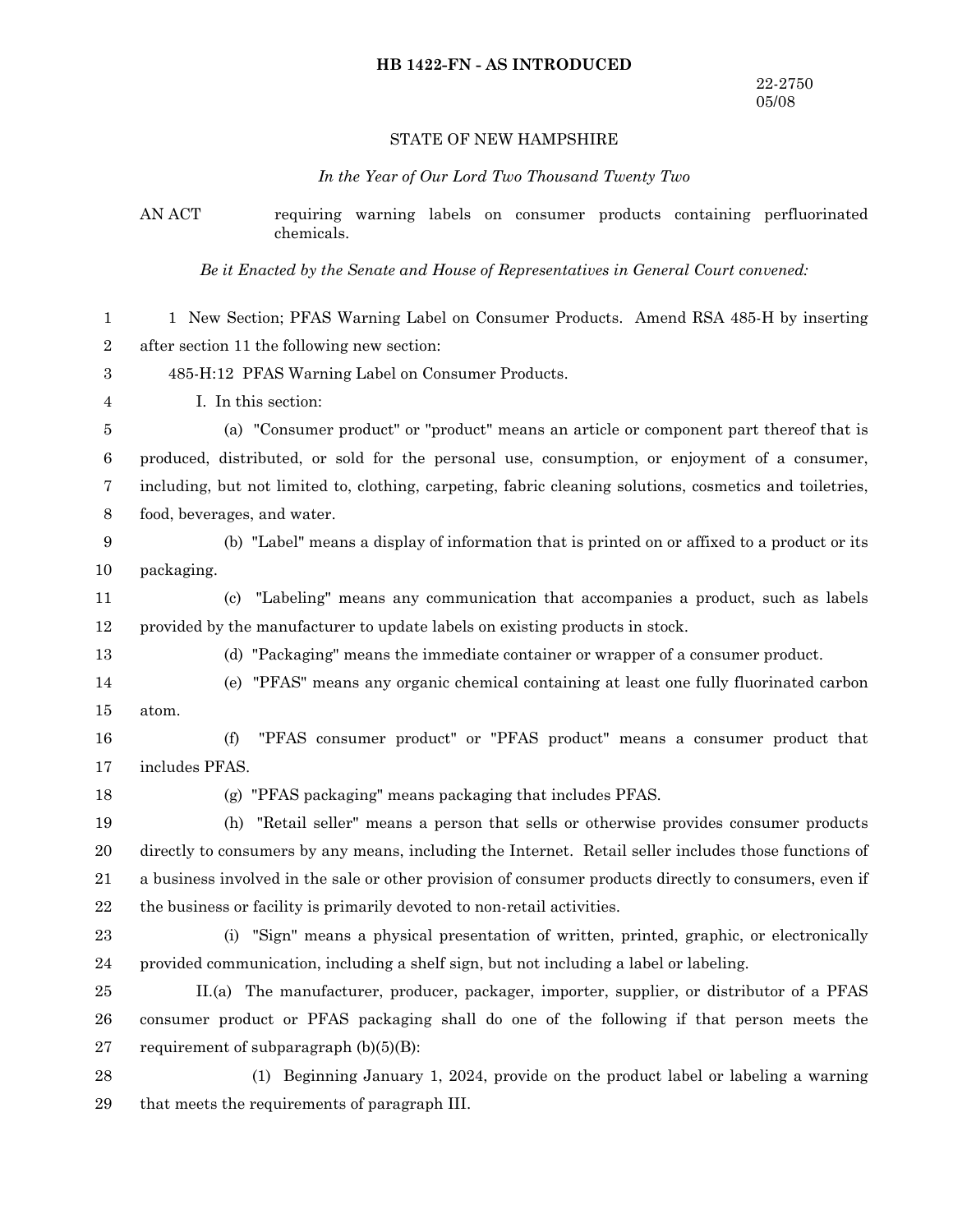**HB 1422-FN - AS INTRODUCED**

22-2750
05/08

STATE OF NEW HAMPSHIRE

*In the Year of Our Lord Two Thousand Twenty Two*

AN ACT requiring warning labels on consumer products containing perfluorinated chemicals.

*Be it Enacted by the Senate and House of Representatives in General Court convened:*

1 New Section; PFAS Warning Label on Consumer Products. Amend RSA 485-H by inserting after section 11 the following new section:

485-H:12 PFAS Warning Label on Consumer Products.

I. In this section:

(a) "Consumer product" or "product" means an article or component part thereof that is produced, distributed, or sold for the personal use, consumption, or enjoyment of a consumer, including, but not limited to, clothing, carpeting, fabric cleaning solutions, cosmetics and toiletries, food, beverages, and water.

(b) "Label" means a display of information that is printed on or affixed to a product or its packaging.

(c) "Labeling" means any communication that accompanies a product, such as labels provided by the manufacturer to update labels on existing products in stock.

(d) "Packaging" means the immediate container or wrapper of a consumer product.

(e) "PFAS" means any organic chemical containing at least one fully fluorinated carbon atom.

(f) "PFAS consumer product" or "PFAS product" means a consumer product that includes PFAS.

(g) "PFAS packaging" means packaging that includes PFAS.

(h) "Retail seller" means a person that sells or otherwise provides consumer products directly to consumers by any means, including the Internet. Retail seller includes those functions of a business involved in the sale or other provision of consumer products directly to consumers, even if the business or facility is primarily devoted to non-retail activities.

(i) "Sign" means a physical presentation of written, printed, graphic, or electronically provided communication, including a shelf sign, but not including a label or labeling.

II.(a) The manufacturer, producer, packager, importer, supplier, or distributor of a PFAS consumer product or PFAS packaging shall do one of the following if that person meets the requirement of subparagraph (b)(5)(B):

(1) Beginning January 1, 2024, provide on the product label or labeling a warning that meets the requirements of paragraph III.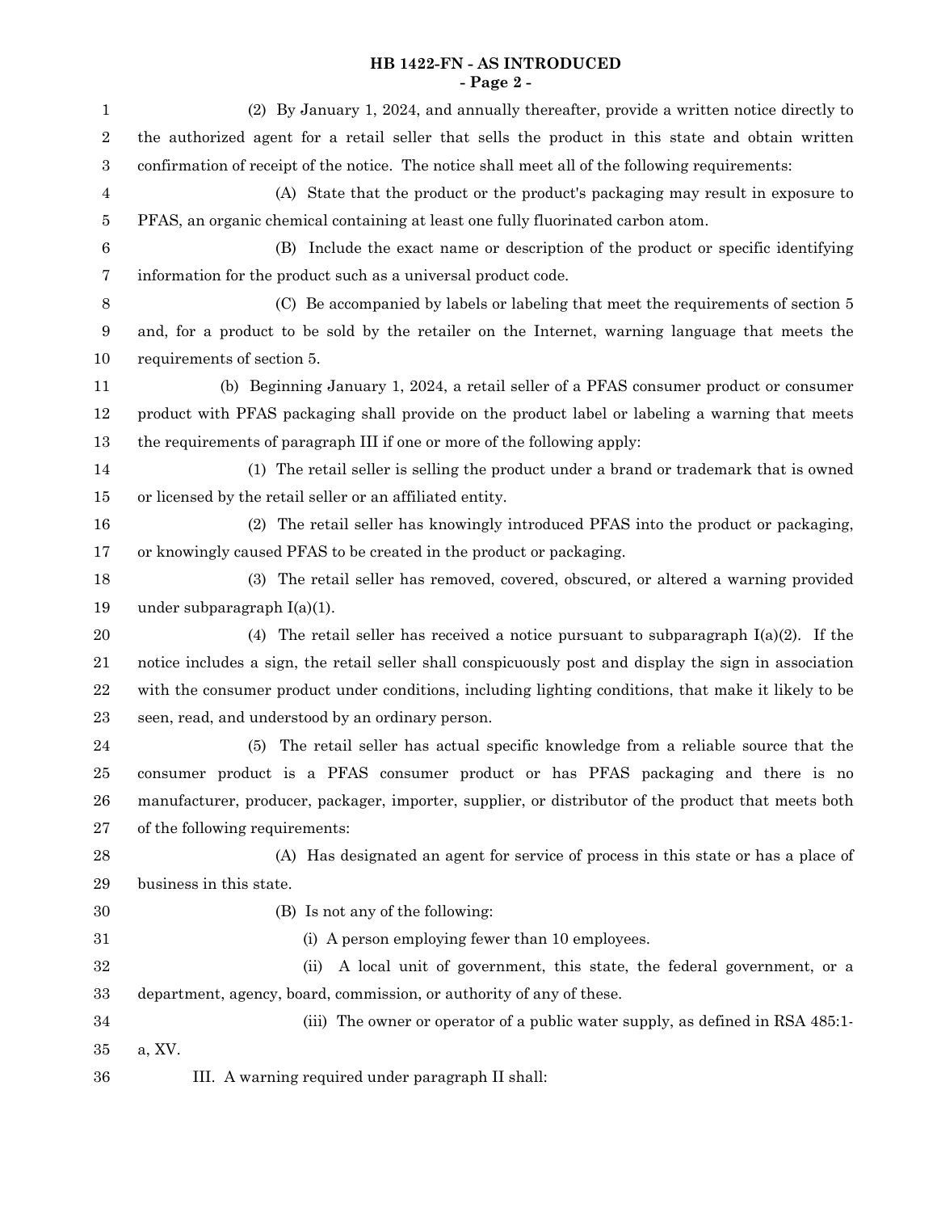(2) By January 1, 2024, and annually thereafter, provide a written notice directly to the authorized agent for a retail seller that sells the product in this state and obtain written confirmation of receipt of the notice. The notice shall meet all of the following requirements:

(A) State that the product or the product's packaging may result in exposure to PFAS, an organic chemical containing at least one fully fluorinated carbon atom.

(B) Include the exact name or description of the product or specific identifying information for the product such as a universal product code.

(C) Be accompanied by labels or labeling that meet the requirements of section 5 and, for a product to be sold by the retailer on the Internet, warning language that meets the requirements of section 5.

(b) Beginning January 1, 2024, a retail seller of a PFAS consumer product or consumer product with PFAS packaging shall provide on the product label or labeling a warning that meets the requirements of paragraph III if one or more of the following apply:

(1) The retail seller is selling the product under a brand or trademark that is owned or licensed by the retail seller or an affiliated entity.

(2) The retail seller has knowingly introduced PFAS into the product or packaging, or knowingly caused PFAS to be created in the product or packaging.

(3) The retail seller has removed, covered, obscured, or altered a warning provided under subparagraph I(a)(1).

(4) The retail seller has received a notice pursuant to subparagraph I(a)(2). If the notice includes a sign, the retail seller shall conspicuously post and display the sign in association with the consumer product under conditions, including lighting conditions, that make it likely to be seen, read, and understood by an ordinary person.

(5) The retail seller has actual specific knowledge from a reliable source that the consumer product is a PFAS consumer product or has PFAS packaging and there is no manufacturer, producer, packager, importer, supplier, or distributor of the product that meets both of the following requirements:

(A) Has designated an agent for service of process in this state or has a place of business in this state.

(B) Is not any of the following:

(i) A person employing fewer than 10 employees.

(ii) A local unit of government, this state, the federal government, or a department, agency, board, commission, or authority of any of these.

(iii) The owner or operator of a public water supply, as defined in RSA 485:1-a, XV.

III. A warning required under paragraph II shall: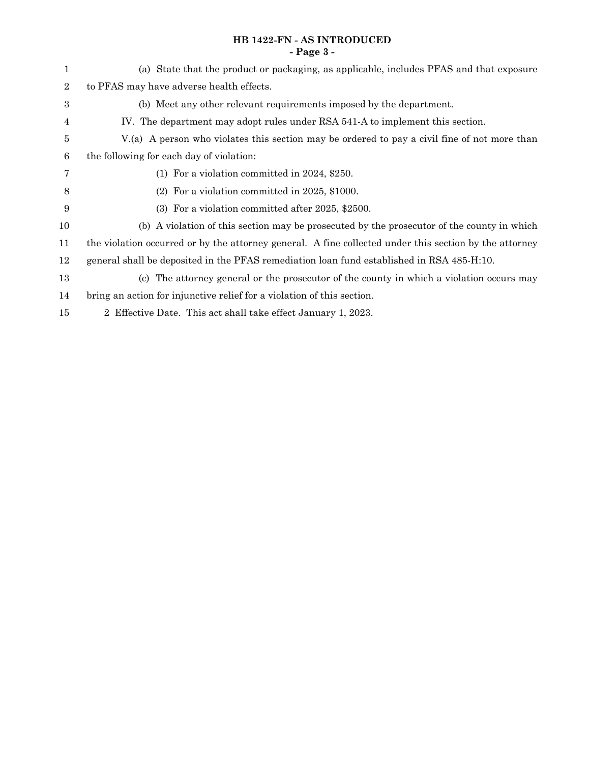(a) State that the product or packaging, as applicable, includes PFAS and that exposure to PFAS may have adverse health effects.

(b) Meet any other relevant requirements imposed by the department.

IV. The department may adopt rules under RSA 541-A to implement this section.

V.(a) A person who violates this section may be ordered to pay a civil fine of not more than the following for each day of violation:

(1) For a violation committed in 2024, $250.

(2) For a violation committed in 2025, $1000.

(3) For a violation committed after 2025, $2500.

(b) A violation of this section may be prosecuted by the prosecutor of the county in which the violation occurred or by the attorney general. A fine collected under this section by the attorney general shall be deposited in the PFAS remediation loan fund established in RSA 485-H:10.

(c) The attorney general or the prosecutor of the county in which a violation occurs may bring an action for injunctive relief for a violation of this section.

2 Effective Date. This act shall take effect January 1, 2023.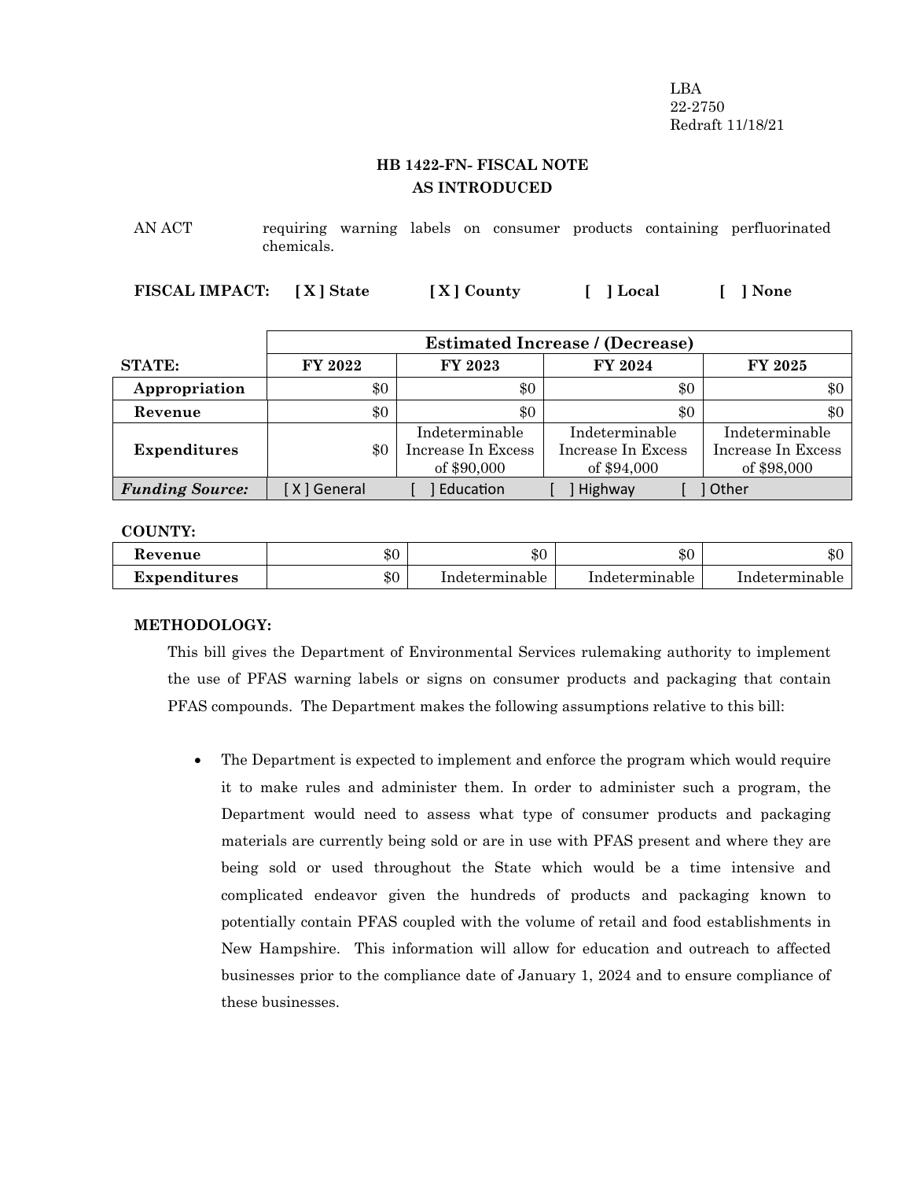LBA
22-2750
Redraft 11/18/21

## HB 1422-FN- FISCAL NOTE
## AS INTRODUCED

AN ACT requiring warning labels on consumer products containing perfluorinated chemicals.

**FISCAL IMPACT:** **[ X ] State** **[ X ] County** **[ ] Local** **[ ] None**

| | Estimated Increase / (Decrease) | | | |
|---|---|---|---|---|
| **STATE:** | **FY 2022** | **FY 2023** | **FY 2024** | **FY 2025** |
| **Appropriation** | $0 | $0 | $0 | $0 |
| **Revenue** | $0 | $0 | $0 | $0 |
| **Expenditures** | $0 | Indeterminable Increase In Excess of $90,000 | Indeterminable Increase In Excess of $94,000 | Indeterminable Increase In Excess of $98,000 |
| ***Funding Source:*** | [ X ] General | [ ] Education | [ ] Highway | [ ] Other |

**COUNTY:**

| | | | | |
|---|---|---|---|---|
| **Revenue** | $0 | $0 | $0 | $0 |
| **Expenditures** | $0 | Indeterminable | Indeterminable | Indeterminable |

**METHODOLOGY:**

This bill gives the Department of Environmental Services rulemaking authority to implement the use of PFAS warning labels or signs on consumer products and packaging that contain PFAS compounds. The Department makes the following assumptions relative to this bill:

- The Department is expected to implement and enforce the program which would require it to make rules and administer them. In order to administer such a program, the Department would need to assess what type of consumer products and packaging materials are currently being sold or are in use with PFAS present and where they are being sold or used throughout the State which would be a time intensive and complicated endeavor given the hundreds of products and packaging known to potentially contain PFAS coupled with the volume of retail and food establishments in New Hampshire. This information will allow for education and outreach to affected businesses prior to the compliance date of January 1, 2024 and to ensure compliance of these businesses.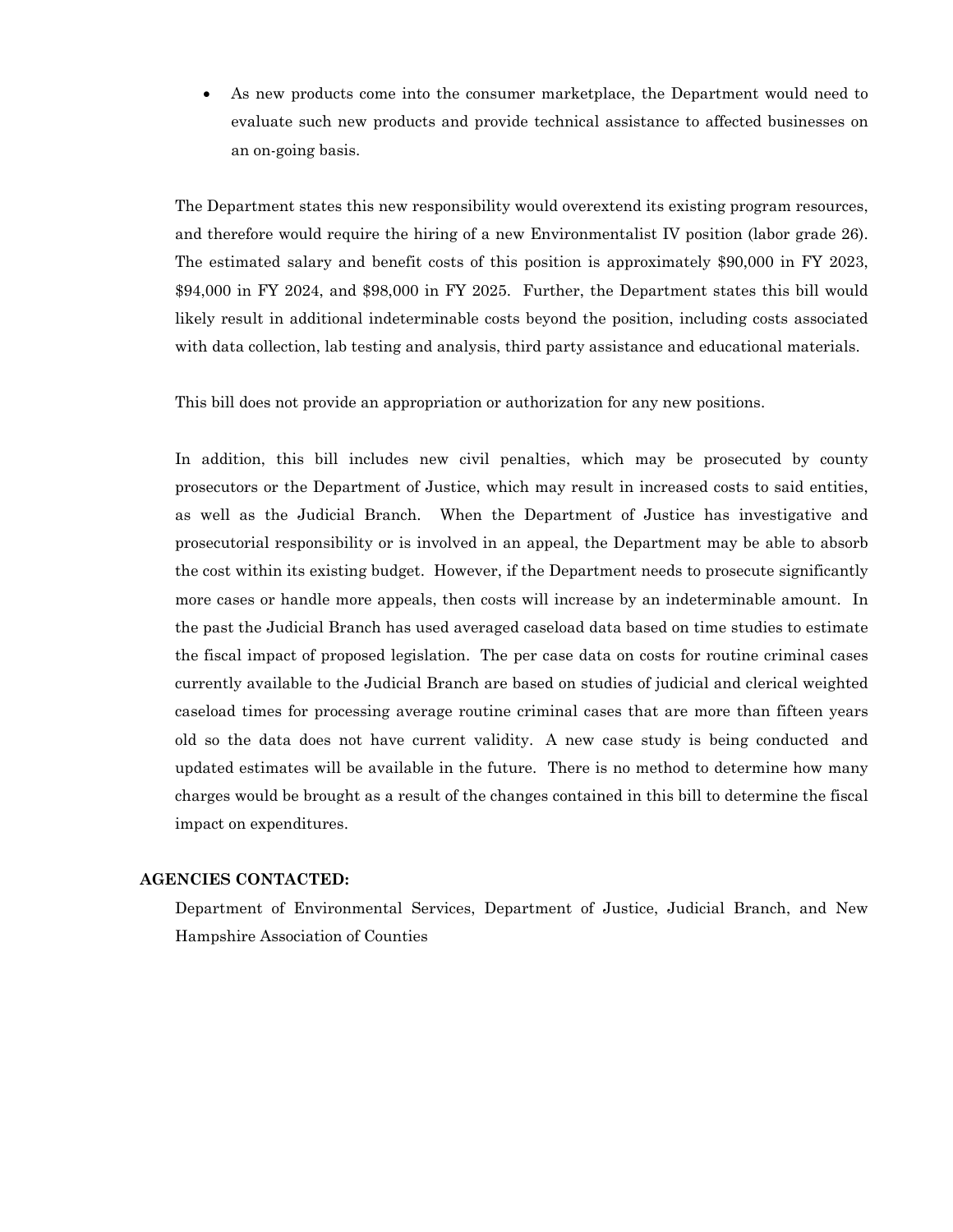- As new products come into the consumer marketplace, the Department would need to evaluate such new products and provide technical assistance to affected businesses on an on-going basis.

The Department states this new responsibility would overextend its existing program resources, and therefore would require the hiring of a new Environmentalist IV position (labor grade 26). The estimated salary and benefit costs of this position is approximately $90,000 in FY 2023, $94,000 in FY 2024, and $98,000 in FY 2025. Further, the Department states this bill would likely result in additional indeterminable costs beyond the position, including costs associated with data collection, lab testing and analysis, third party assistance and educational materials.

This bill does not provide an appropriation or authorization for any new positions.

In addition, this bill includes new civil penalties, which may be prosecuted by county prosecutors or the Department of Justice, which may result in increased costs to said entities, as well as the Judicial Branch. When the Department of Justice has investigative and prosecutorial responsibility or is involved in an appeal, the Department may be able to absorb the cost within its existing budget. However, if the Department needs to prosecute significantly more cases or handle more appeals, then costs will increase by an indeterminable amount. In the past the Judicial Branch has used averaged caseload data based on time studies to estimate the fiscal impact of proposed legislation. The per case data on costs for routine criminal cases currently available to the Judicial Branch are based on studies of judicial and clerical weighted caseload times for processing average routine criminal cases that are more than fifteen years old so the data does not have current validity. A new case study is being conducted and updated estimates will be available in the future. There is no method to determine how many charges would be brought as a result of the changes contained in this bill to determine the fiscal impact on expenditures.

**AGENCIES CONTACTED:**

Department of Environmental Services, Department of Justice, Judicial Branch, and New Hampshire Association of Counties